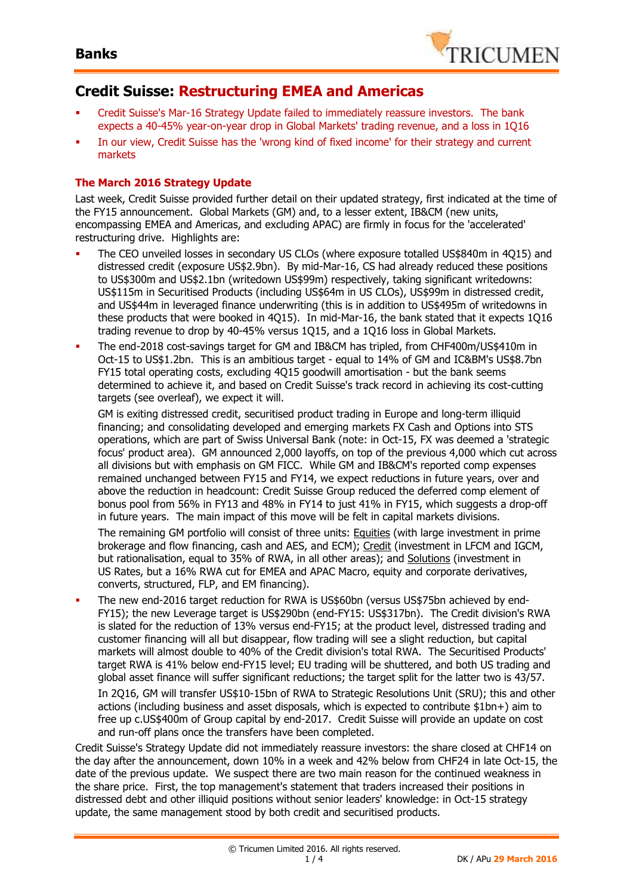# Credit Suisse: Restructuring EMEA and Americas

- Credit Suisse's Mar-16 Strategy Update failed to immediately reassure investors. The bank expects a 40-45% year-on-year drop in Global Markets' trading revenue, and a loss in 1Q16
- In our view, Credit Suisse has the 'wrong kind of fixed income' for their strategy and current markets

### The March 2016 Strategy Update

Last week, Credit Suisse provided further detail on their updated strategy, first indicated at the time of the FY15 announcement. Global Markets (GM) and, to a lesser extent, IB&CM (new units, encompassing EMEA and Americas, and excluding APAC) are firmly in focus for the 'accelerated' restructuring drive. Highlights are:

- The CEO unveiled losses in secondary US CLOs (where exposure totalled US$840m in 4Q15) and distressed credit (exposure US$2.9bn). By mid-Mar-16, CS had already reduced these positions to US$300m and US$2.1bn (writedown US$99m) respectively, taking significant writedowns: US$115m in Securitised Products (including US$64m in US CLOs), US$99m in distressed credit, and US$44m in leveraged finance underwriting (this is in addition to US$495m of writedowns in these products that were booked in 4Q15). In mid-Mar-16, the bank stated that it expects 1Q16 trading revenue to drop by 40-45% versus 1Q15, and a 1Q16 loss in Global Markets.
- The end-2018 cost-savings target for GM and IB&CM has tripled, from CHF400m/US$410m in Oct-15 to US$1.2bn. This is an ambitious target - equal to 14% of GM and IC&BM's US$8.7bn FY15 total operating costs, excluding 4Q15 goodwill amortisation - but the bank seems determined to achieve it, and based on Credit Suisse's track record in achieving its cost-cutting targets (see overleaf), we expect it will.

  GM is exiting distressed credit, securitised product trading in Europe and long-term illiquid financing; and consolidating developed and emerging markets FX Cash and Options into STS operations, which are part of Swiss Universal Bank (note: in Oct-15, FX was deemed a 'strategic focus' product area). GM announced 2,000 layoffs, on top of the previous 4,000 which cut across all divisions but with emphasis on GM FICC. While GM and IB&CM's reported comp expenses remained unchanged between FY15 and FY14, we expect reductions in future years, over and above the reduction in headcount: Credit Suisse Group reduced the deferred comp element of bonus pool from 56% in FY13 and 48% in FY14 to just 41% in FY15, which suggests a drop-off in future years. The main impact of this move will be felt in capital markets divisions.

  The remaining GM portfolio will consist of three units: <u>Equities</u> (with large investment in prime brokerage and flow financing, cash and AES, and ECM); <u>Credit</u> (investment in LFCM and IGCM, but rationalisation, equal to 35% of RWA, in all other areas); and <u>Solutions</u> (investment in US Rates, but a 16% RWA cut for EMEA and APAC Macro, equity and corporate derivatives, converts, structured, FLP, and EM financing).
- The new end-2016 target reduction for RWA is US$60bn (versus US$75bn achieved by end-FY15); the new Leverage target is US$290bn (end-FY15: US$317bn). The Credit division's RWA is slated for the reduction of 13% versus end-FY15; at the product level, distressed trading and customer financing will all but disappear, flow trading will see a slight reduction, but capital markets will almost double to 40% of the Credit division's total RWA. The Securitised Products' target RWA is 41% below end-FY15 level; EU trading will be shuttered, and both US trading and global asset finance will suffer significant reductions; the target split for the latter two is 43/57.

  In 2Q16, GM will transfer US$10-15bn of RWA to Strategic Resolutions Unit (SRU); this and other actions (including business and asset disposals, which is expected to contribute $1bn+) aim to free up c.US$400m of Group capital by end-2017. Credit Suisse will provide an update on cost and run-off plans once the transfers have been completed.

Credit Suisse's Strategy Update did not immediately reassure investors: the share closed at CHF14 on the day after the announcement, down 10% in a week and 42% below from CHF24 in late Oct-15, the date of the previous update. We suspect there are two main reason for the continued weakness in the share price. First, the top management's statement that traders increased their positions in distressed debt and other illiquid positions without senior leaders' knowledge: in Oct-15 strategy update, the same management stood by both credit and securitised products.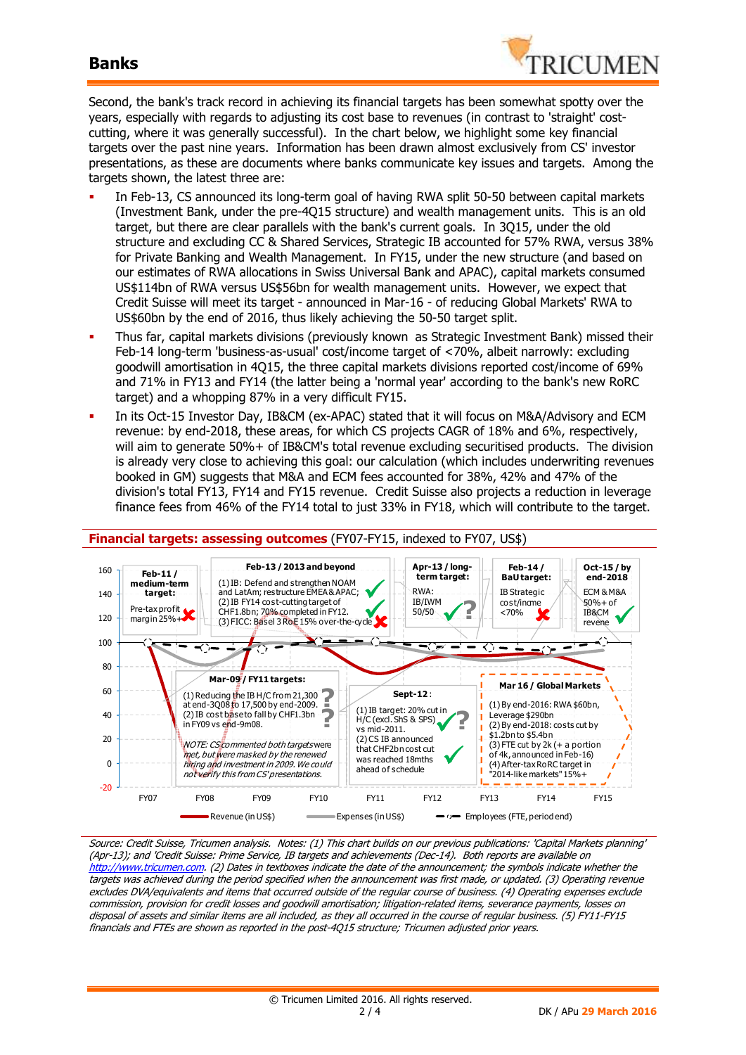Second, the bank's track record in achieving its financial targets has been somewhat spotty over the years, especially with regards to adjusting its cost base to revenues (in contrast to 'straight' cost-cutting, where it was generally successful). In the chart below, we highlight some key financial targets over the past nine years. Information has been drawn almost exclusively from CS' investor presentations, as these are documents where banks communicate key issues and targets. Among the targets shown, the latest three are:

- In Feb-13, CS announced its long-term goal of having RWA split 50-50 between capital markets (Investment Bank, under the pre-4Q15 structure) and wealth management units. This is an old target, but there are clear parallels with the bank's current goals. In 3Q15, under the old structure and excluding CC & Shared Services, Strategic IB accounted for 57% RWA, versus 38% for Private Banking and Wealth Management. In FY15, under the new structure (and based on our estimates of RWA allocations in Swiss Universal Bank and APAC), capital markets consumed US$114bn of RWA versus US$56bn for wealth management units. However, we expect that Credit Suisse will meet its target - announced in Mar-16 - of reducing Global Markets' RWA to US$60bn by the end of 2016, thus likely achieving the 50-50 target split.
- Thus far, capital markets divisions (previously known as Strategic Investment Bank) missed their Feb-14 long-term 'business-as-usual' cost/income target of <70%, albeit narrowly: excluding goodwill amortisation in 4Q15, the three capital markets divisions reported cost/income of 69% and 71% in FY13 and FY14 (the latter being a 'normal year' according to the bank's new RoRC target) and a whopping 87% in a very difficult FY15.
- In its Oct-15 Investor Day, IB&CM (ex-APAC) stated that it will focus on M&A/Advisory and ECM revenue: by end-2018, these areas, for which CS projects CAGR of 18% and 6%, respectively, will aim to generate 50%+ of IB&CM's total revenue excluding securitised products. The division is already very close to achieving this goal: our calculation (which includes underwriting revenues booked in GM) suggests that M&A and ECM fees accounted for 38%, 42% and 47% of the division's total FY13, FY14 and FY15 revenue. Credit Suisse also projects a reduction in leverage finance fees from 46% of the FY14 total to just 33% in FY18, which will contribute to the target.

**Financial targets: assessing outcomes** (FY07-FY15, indexed to FY07, US$)

Source: Credit Suisse, Tricumen analysis. Notes: (1) This chart builds on our previous publications: 'Capital Markets planning' (Apr-13); and 'Credit Suisse: Prime Service, IB targets and achievements (Dec-14). Both reports are available on http://www.tricumen.com. (2) Dates in textboxes indicate the date of the announcement; the symbols indicate whether the targets was achieved during the period specified when the announcement was first made, or updated. (3) Operating revenue excludes DVA/equivalents and items that occurred outside of the regular course of business. (4) Operating expenses exclude commission, provision for credit losses and goodwill amortisation; litigation-related items, severance payments, losses on disposal of assets and similar items are all included, as they all occurred in the course of regular business. (5) FY11-FY15 financials and FTEs are shown as reported in the post-4Q15 structure; Tricumen adjusted prior years.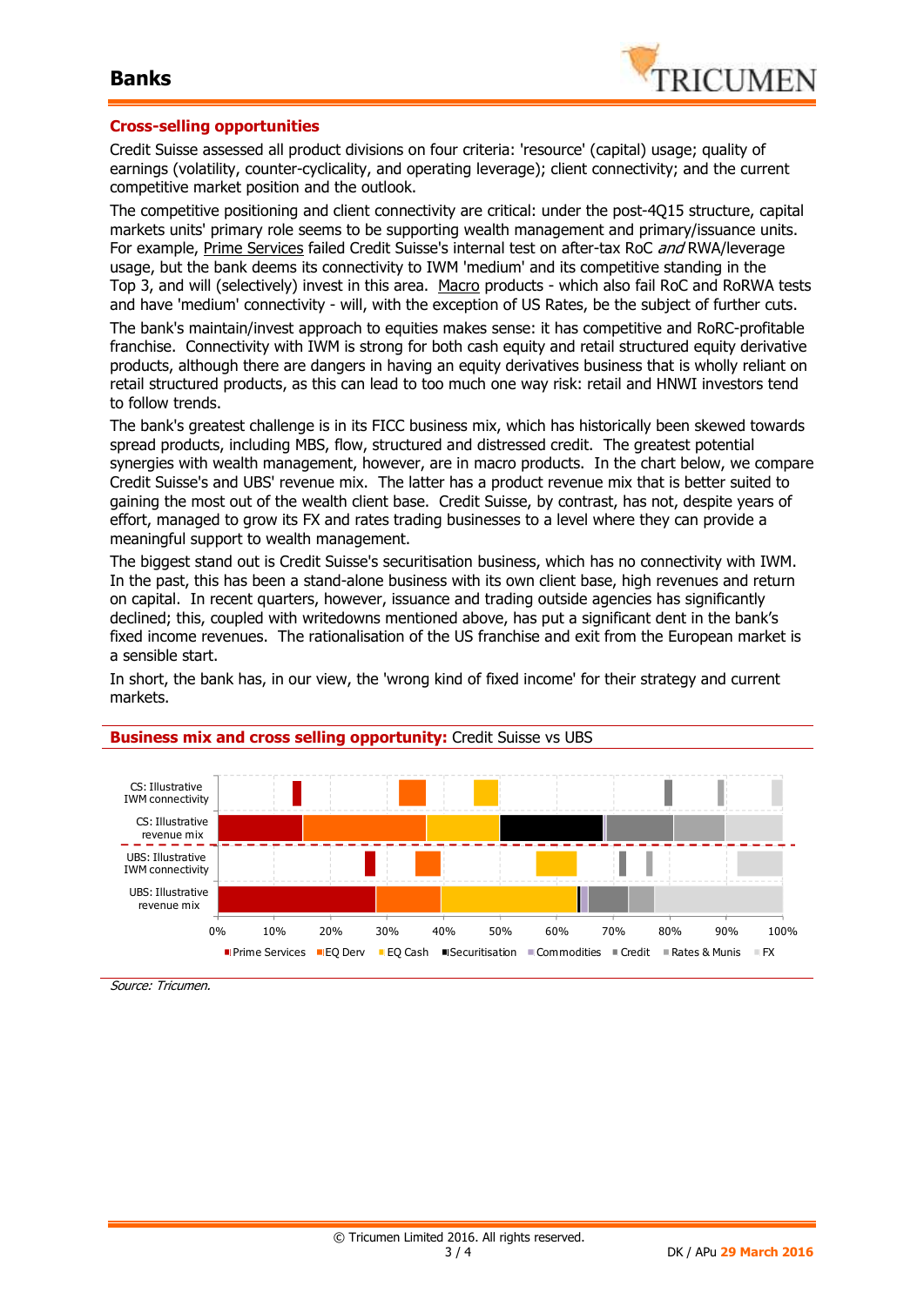## Cross-selling opportunities

Credit Suisse assessed all product divisions on four criteria: 'resource' (capital) usage; quality of earnings (volatility, counter-cyclicality, and operating leverage); client connectivity; and the current competitive market position and the outlook.

The competitive positioning and client connectivity are critical: under the post-4Q15 structure, capital markets units' primary role seems to be supporting wealth management and primary/issuance units. For example, Prime Services failed Credit Suisse's internal test on after-tax RoC *and* RWA/leverage usage, but the bank deems its connectivity to IWM 'medium' and its competitive standing in the Top 3, and will (selectively) invest in this area. Macro products - which also fail RoC and RoRWA tests and have 'medium' connectivity - will, with the exception of US Rates, be the subject of further cuts.

The bank's maintain/invest approach to equities makes sense: it has competitive and RoRC-profitable franchise. Connectivity with IWM is strong for both cash equity and retail structured equity derivative products, although there are dangers in having an equity derivatives business that is wholly reliant on retail structured products, as this can lead to too much one way risk: retail and HNWI investors tend to follow trends.

The bank's greatest challenge is in its FICC business mix, which has historically been skewed towards spread products, including MBS, flow, structured and distressed credit. The greatest potential synergies with wealth management, however, are in macro products. In the chart below, we compare Credit Suisse's and UBS' revenue mix. The latter has a product revenue mix that is better suited to gaining the most out of the wealth client base. Credit Suisse, by contrast, has not, despite years of effort, managed to grow its FX and rates trading businesses to a level where they can provide a meaningful support to wealth management.

The biggest stand out is Credit Suisse's securitisation business, which has no connectivity with IWM. In the past, this has been a stand-alone business with its own client base, high revenues and return on capital. In recent quarters, however, issuance and trading outside agencies has significantly declined; this, coupled with writedowns mentioned above, has put a significant dent in the bank's fixed income revenues. The rationalisation of the US franchise and exit from the European market is a sensible start.

In short, the bank has, in our view, the 'wrong kind of fixed income' for their strategy and current markets.

**Business mix and cross selling opportunity:** Credit Suisse vs UBS

*Source: Tricumen.*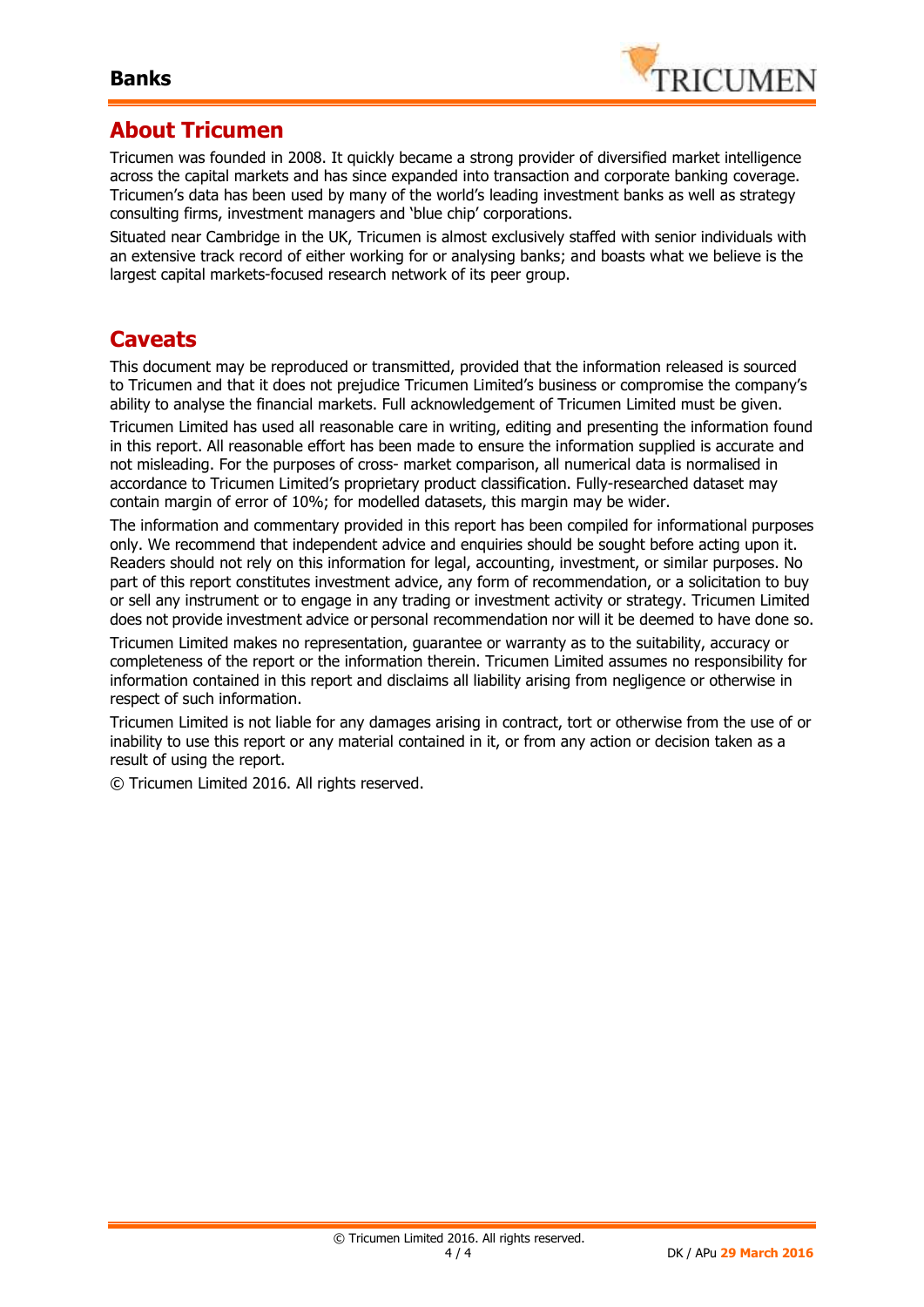## About Tricumen

Tricumen was founded in 2008. It quickly became a strong provider of diversified market intelligence across the capital markets and has since expanded into transaction and corporate banking coverage. Tricumen's data has been used by many of the world's leading investment banks as well as strategy consulting firms, investment managers and 'blue chip' corporations.

Situated near Cambridge in the UK, Tricumen is almost exclusively staffed with senior individuals with an extensive track record of either working for or analysing banks; and boasts what we believe is the largest capital markets-focused research network of its peer group.

## Caveats

This document may be reproduced or transmitted, provided that the information released is sourced to Tricumen and that it does not prejudice Tricumen Limited's business or compromise the company's ability to analyse the financial markets. Full acknowledgement of Tricumen Limited must be given.

Tricumen Limited has used all reasonable care in writing, editing and presenting the information found in this report. All reasonable effort has been made to ensure the information supplied is accurate and not misleading. For the purposes of cross- market comparison, all numerical data is normalised in accordance to Tricumen Limited's proprietary product classification. Fully-researched dataset may contain margin of error of 10%; for modelled datasets, this margin may be wider.

The information and commentary provided in this report has been compiled for informational purposes only. We recommend that independent advice and enquiries should be sought before acting upon it. Readers should not rely on this information for legal, accounting, investment, or similar purposes. No part of this report constitutes investment advice, any form of recommendation, or a solicitation to buy or sell any instrument or to engage in any trading or investment activity or strategy. Tricumen Limited does not provide investment advice or personal recommendation nor will it be deemed to have done so.

Tricumen Limited makes no representation, guarantee or warranty as to the suitability, accuracy or completeness of the report or the information therein. Tricumen Limited assumes no responsibility for information contained in this report and disclaims all liability arising from negligence or otherwise in respect of such information.

Tricumen Limited is not liable for any damages arising in contract, tort or otherwise from the use of or inability to use this report or any material contained in it, or from any action or decision taken as a result of using the report.

© Tricumen Limited 2016. All rights reserved.